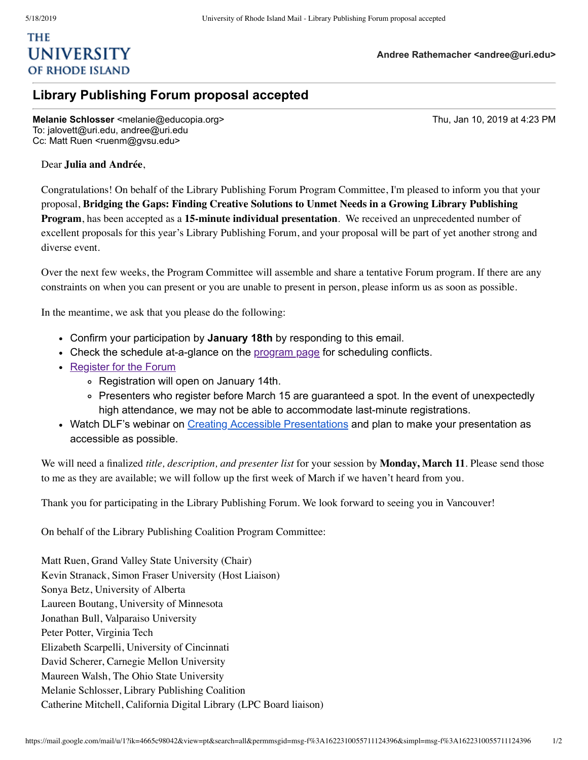**THE UNIVERSITY OF RHODE ISLAND**

**Andree Rathemacher <andree@uri.edu>**

# Library Publishing Forum proposal accepted

**Melanie Schlosser** <melanie@educopia.org>
To: jalovett@uri.edu, andree@uri.edu
Cc: Matt Ruen <ruenm@gvsu.edu>

Thu, Jan 10, 2019 at 4:23 PM

Dear **Julia and Andrée**,

Congratulations! On behalf of the Library Publishing Forum Program Committee, I'm pleased to inform you that your proposal, **Bridging the Gaps: Finding Creative Solutions to Unmet Needs in a Growing Library Publishing Program**, has been accepted as a **15-minute individual presentation**. We received an unprecedented number of excellent proposals for this year's Library Publishing Forum, and your proposal will be part of yet another strong and diverse event.

Over the next few weeks, the Program Committee will assemble and share a tentative Forum program. If there are any constraints on when you can present or you are unable to present in person, please inform us as soon as possible.

In the meantime, we ask that you please do the following:

- Confirm your participation by **January 18th** by responding to this email.
- Check the schedule at-a-glance on the program page for scheduling conflicts.
- Register for the Forum
  - Registration will open on January 14th.
  - Presenters who register before March 15 are guaranteed a spot. In the event of unexpectedly high attendance, we may not be able to accommodate last-minute registrations.
- Watch DLF's webinar on Creating Accessible Presentations and plan to make your presentation as accessible as possible.

We will need a finalized *title, description, and presenter list* for your session by **Monday, March 11**. Please send those to me as they are available; we will follow up the first week of March if we haven't heard from you.

Thank you for participating in the Library Publishing Forum. We look forward to seeing you in Vancouver!

On behalf of the Library Publishing Coalition Program Committee:

Matt Ruen, Grand Valley State University (Chair)
Kevin Stranack, Simon Fraser University (Host Liaison)
Sonya Betz, University of Alberta
Laureen Boutang, University of Minnesota
Jonathan Bull, Valparaiso University
Peter Potter, Virginia Tech
Elizabeth Scarpelli, University of Cincinnati
David Scherer, Carnegie Mellon University
Maureen Walsh, The Ohio State University
Melanie Schlosser, Library Publishing Coalition
Catherine Mitchell, California Digital Library (LPC Board liaison)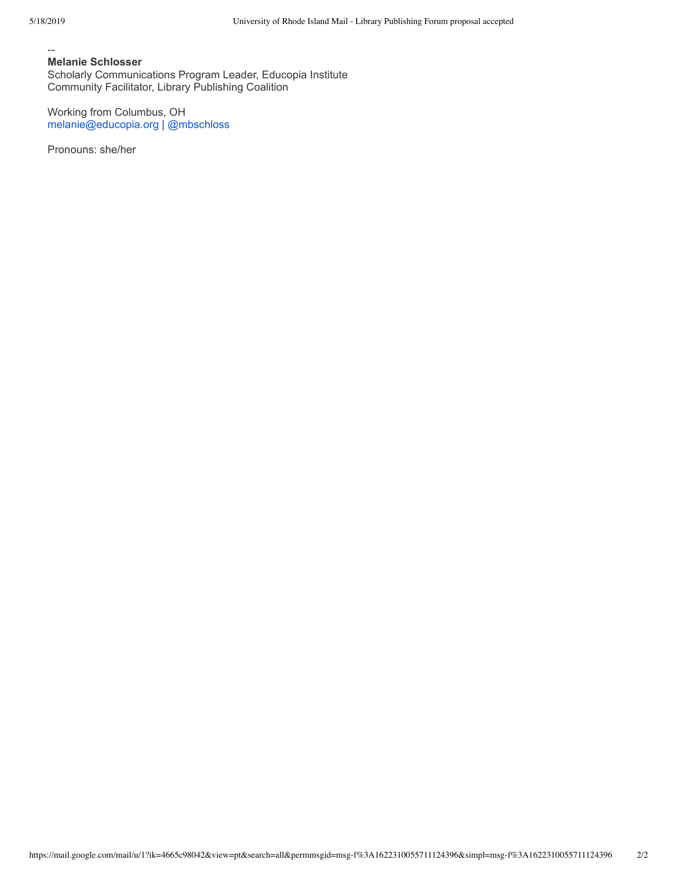--
**Melanie Schlosser**
Scholarly Communications Program Leader, Educopia Institute
Community Facilitator, Library Publishing Coalition

Working from Columbus, OH
melanie@educopia.org | @mbschloss

Pronouns: she/her